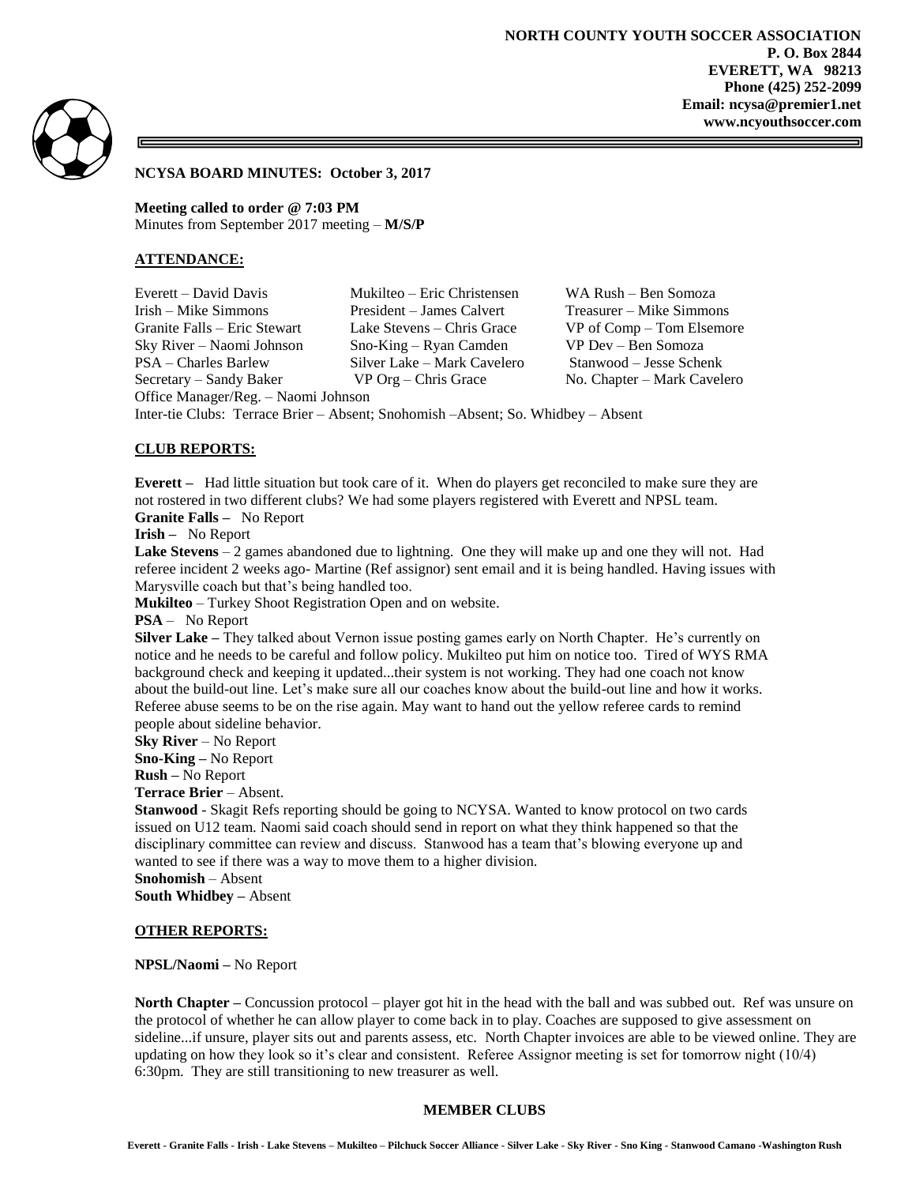**NORTH COUNTY YOUTH SOCCER ASSOCIATION**
**P. O. Box 2844**
**EVERETT, WA 98213**
**Phone (425) 252-2099**
**Email: ncysa@premier1.net**
**www.ncyouthsoccer.com**

## NCYSA BOARD MINUTES: October 3, 2017

**Meeting called to order @ 7:03 PM**
Minutes from September 2017 meeting – **M/S/P**

### ATTENDANCE:

| | | |
|---|---|---|
| Everett – David Davis | Mukilteo – Eric Christensen | WA Rush – Ben Somoza |
| Irish – Mike Simmons | President – James Calvert | Treasurer – Mike Simmons |
| Granite Falls – Eric Stewart | Lake Stevens – Chris Grace | VP of Comp – Tom Elsemore |
| Sky River – Naomi Johnson | Sno-King – Ryan Camden | VP Dev – Ben Somoza |
| PSA – Charles Barlew | Silver Lake – Mark Cavelero | Stanwood – Jesse Schenk |
| Secretary – Sandy Baker | VP Org – Chris Grace | No. Chapter – Mark Cavelero |

Office Manager/Reg. – Naomi Johnson
Inter-tie Clubs: Terrace Brier – Absent; Snohomish –Absent; So. Whidbey – Absent

### CLUB REPORTS:

**Everett –** Had little situation but took care of it. When do players get reconciled to make sure they are not rostered in two different clubs? We had some players registered with Everett and NPSL team.

**Granite Falls –** No Report

**Irish –** No Report

**Lake Stevens** – 2 games abandoned due to lightning. One they will make up and one they will not. Had referee incident 2 weeks ago- Martine (Ref assignor) sent email and it is being handled. Having issues with Marysville coach but that's being handled too.

**Mukilteo** – Turkey Shoot Registration Open and on website.

**PSA** – No Report

**Silver Lake –** They talked about Vernon issue posting games early on North Chapter. He's currently on notice and he needs to be careful and follow policy. Mukilteo put him on notice too. Tired of WYS RMA background check and keeping it updated...their system is not working. They had one coach not know about the build-out line. Let's make sure all our coaches know about the build-out line and how it works. Referee abuse seems to be on the rise again. May want to hand out the yellow referee cards to remind people about sideline behavior.

**Sky River** – No Report

**Sno-King –** No Report

**Rush –** No Report

**Terrace Brier** – Absent.

**Stanwood** - Skagit Refs reporting should be going to NCYSA. Wanted to know protocol on two cards issued on U12 team. Naomi said coach should send in report on what they think happened so that the disciplinary committee can review and discuss. Stanwood has a team that's blowing everyone up and wanted to see if there was a way to move them to a higher division.

**Snohomish** – Absent

**South Whidbey –** Absent

### OTHER REPORTS:

**NPSL/Naomi –** No Report

**North Chapter –** Concussion protocol – player got hit in the head with the ball and was subbed out. Ref was unsure on the protocol of whether he can allow player to come back in to play. Coaches are supposed to give assessment on sideline...if unsure, player sits out and parents assess, etc. North Chapter invoices are able to be viewed online. They are updating on how they look so it's clear and consistent. Referee Assignor meeting is set for tomorrow night (10/4) 6:30pm. They are still transitioning to new treasurer as well.

**MEMBER CLUBS**

Everett - Granite Falls - Irish - Lake Stevens – Mukilteo – Pilchuck Soccer Alliance - Silver Lake - Sky River - Sno King - Stanwood Camano -Washington Rush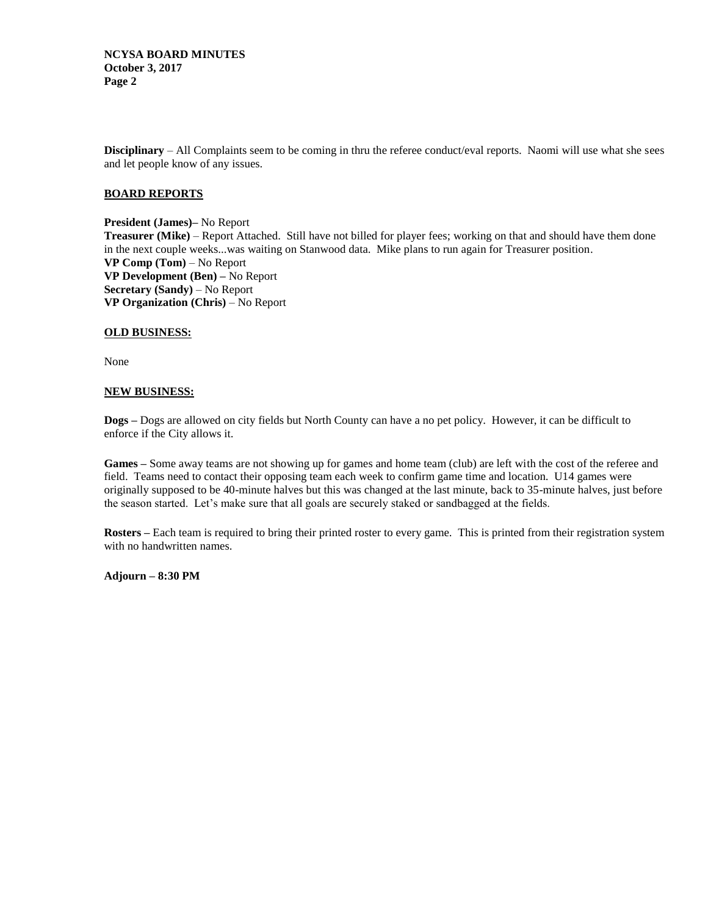**Disciplinary** – All Complaints seem to be coming in thru the referee conduct/eval reports. Naomi will use what she sees and let people know of any issues.

## BOARD REPORTS

**President (James)**– No Report
**Treasurer (Mike)** – Report Attached. Still have not billed for player fees; working on that and should have them done in the next couple weeks...was waiting on Stanwood data. Mike plans to run again for Treasurer position.
**VP Comp (Tom)** – No Report
**VP Development (Ben)** – No Report
**Secretary (Sandy)** – No Report
**VP Organization (Chris)** – No Report

## OLD BUSINESS:

None

## NEW BUSINESS:

**Dogs** – Dogs are allowed on city fields but North County can have a no pet policy. However, it can be difficult to enforce if the City allows it.

**Games** – Some away teams are not showing up for games and home team (club) are left with the cost of the referee and field. Teams need to contact their opposing team each week to confirm game time and location. U14 games were originally supposed to be 40-minute halves but this was changed at the last minute, back to 35-minute halves, just before the season started. Let's make sure that all goals are securely staked or sandbagged at the fields.

**Rosters** – Each team is required to bring their printed roster to every game. This is printed from their registration system with no handwritten names.

**Adjourn – 8:30 PM**